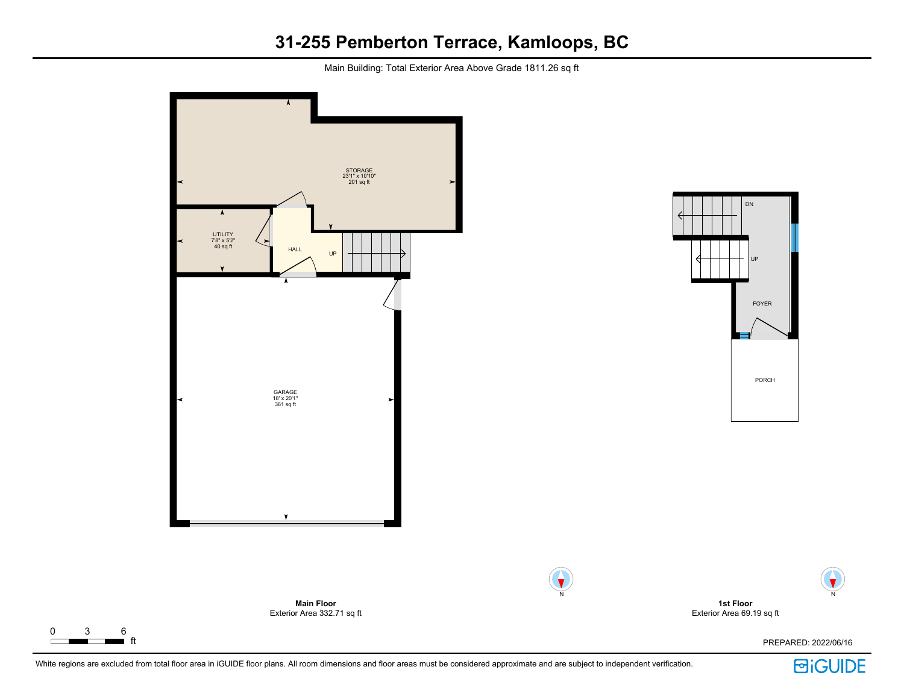# 31-255 Pemberton Terrace, Kamloops, BC

Main Building: Total Exterior Area Above Grade 1811.26 sq ft

STORAGE
23'1" x 10'10"
201 sq ft

UTILITY
7'8" x 5'2"
40 sq ft

HALL

UP

GARAGE
18' x 20'1"
361 sq ft

DN

UP

FOYER

PORCH

N

N

**Main Floor**
Exterior Area 332.71 sq ft

**1st Floor**
Exterior Area 69.19 sq ft

0 3 6
ft

PREPARED: 2022/06/16

White regions are excluded from total floor area in iGUIDE floor plans. All room dimensions and floor areas must be considered approximate and are subject to independent verification.

iGUIDE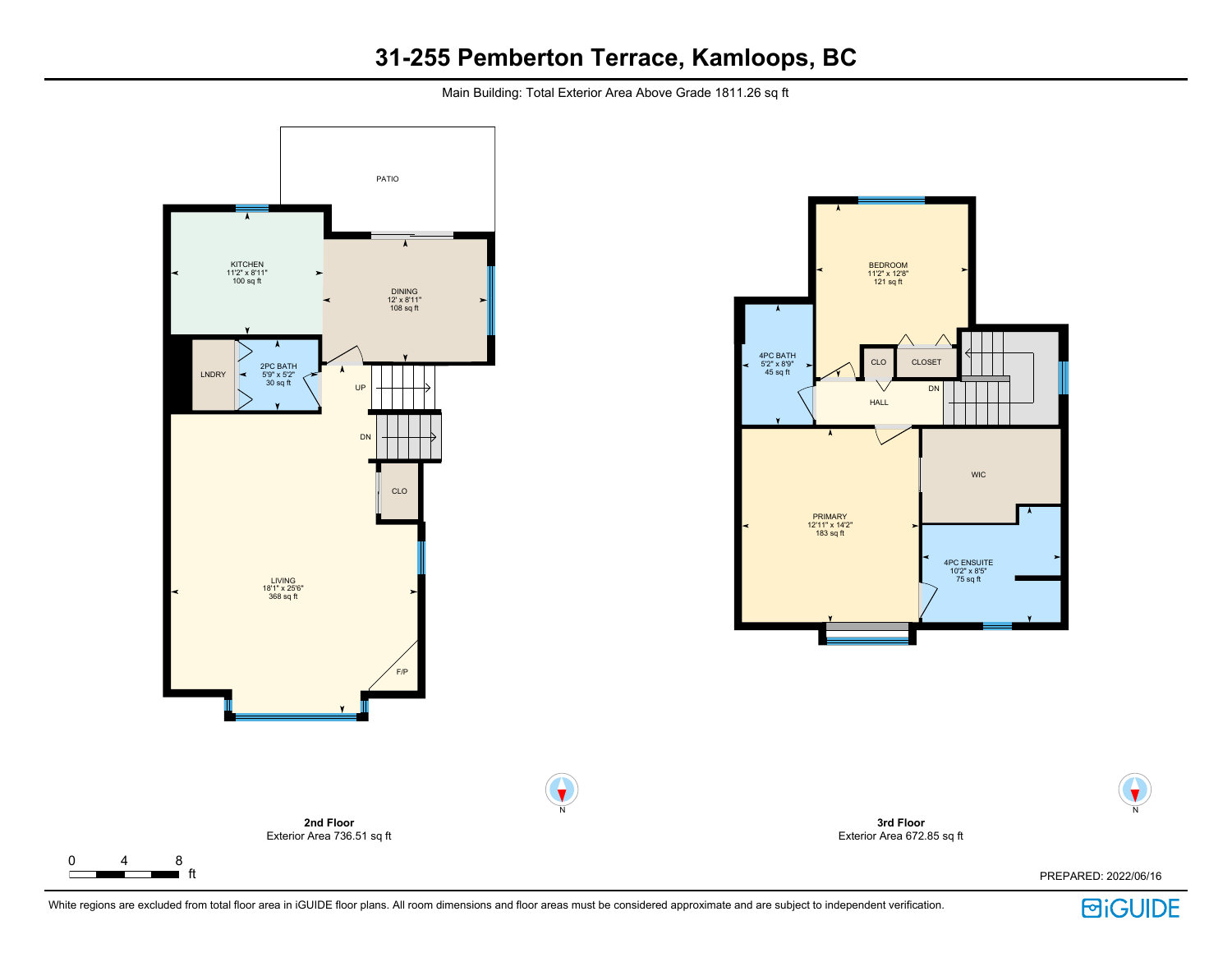# 31-255 Pemberton Terrace, Kamloops, BC

Main Building: Total Exterior Area Above Grade 1811.26 sq ft

PATIO

KITCHEN
11'2" x 8'11"
100 sq ft

DINING
12' x 8'11"
108 sq ft

LNDRY

2PC BATH
5'9" x 5'2"
30 sq ft

UP

DN

CLO

LIVING
18'1" x 25'6"
368 sq ft

F/P

BEDROOM
11'2" x 12'8"
121 sq ft

4PC BATH
5'2" x 8'9"
45 sq ft

CLO

CLOSET

HALL

DN

WIC

PRIMARY
12'11" x 14'2"
183 sq ft

4PC ENSUITE
10'2" x 8'5"
75 sq ft

N

N

**2nd Floor**
Exterior Area 736.51 sq ft

**3rd Floor**
Exterior Area 672.85 sq ft

0 4 8 ft

PREPARED: 2022/06/16

White regions are excluded from total floor area in iGUIDE floor plans. All room dimensions and floor areas must be considered approximate and are subject to independent verification.

iGUIDE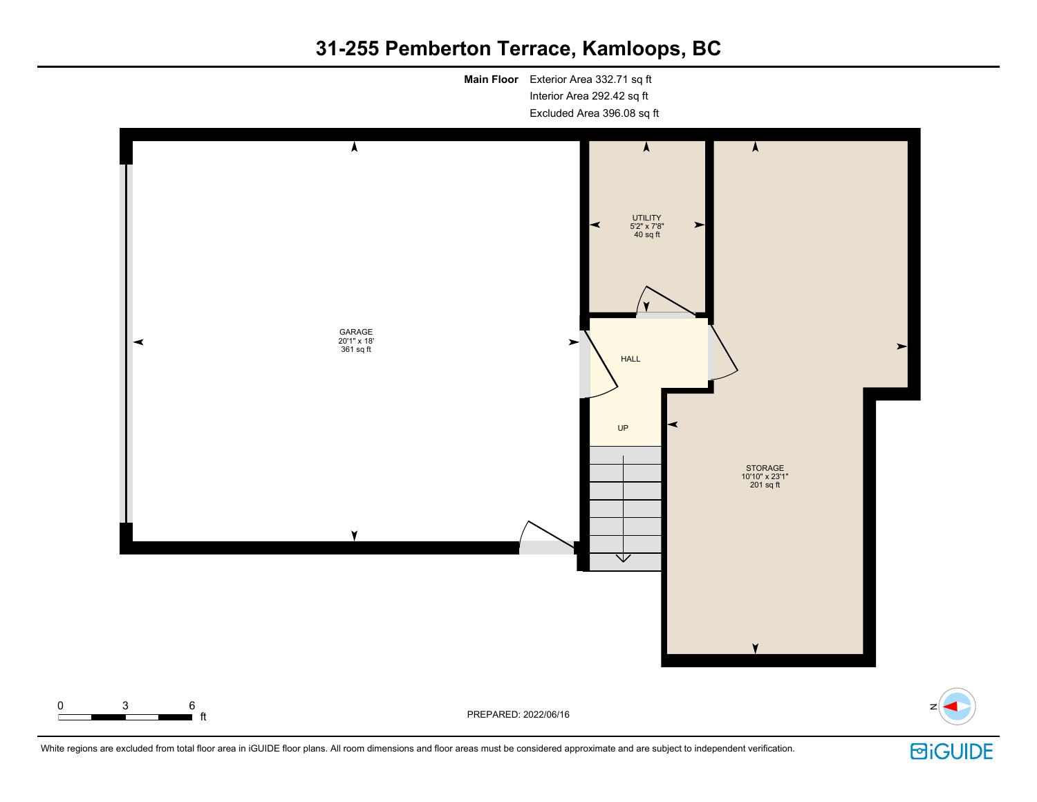# 31-255 Pemberton Terrace, Kamloops, BC

**Main Floor** Exterior Area 332.71 sq ft
Interior Area 292.42 sq ft
Excluded Area 396.08 sq ft

UTILITY
5'2" x 7'8"
40 sq ft

GARAGE
20'1" x 18'
361 sq ft

HALL

UP

STORAGE
10'10" x 23'1"
201 sq ft

0 3 6 ft

PREPARED: 2022/06/16

N

White regions are excluded from total floor area in iGUIDE floor plans. All room dimensions and floor areas must be considered approximate and are subject to independent verification.

iGUIDE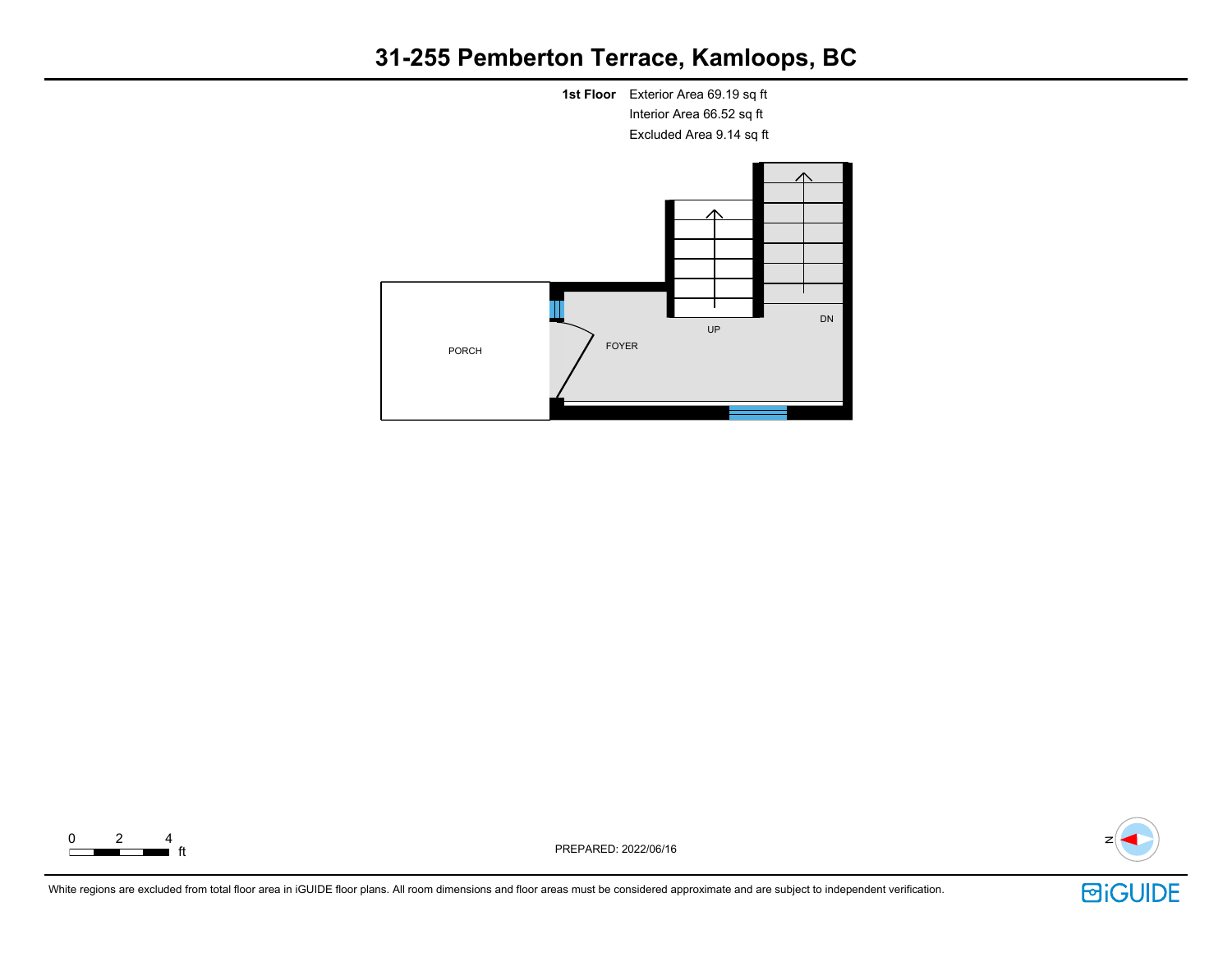# 31-255 Pemberton Terrace, Kamloops, BC

**1st Floor** Exterior Area 69.19 sq ft
Interior Area 66.52 sq ft
Excluded Area 9.14 sq ft

PORCH

FOYER

UP

DN

0 2 4 ft

PREPARED: 2022/06/16

N

White regions are excluded from total floor area in iGUIDE floor plans. All room dimensions and floor areas must be considered approximate and are subject to independent verification.

iGUIDE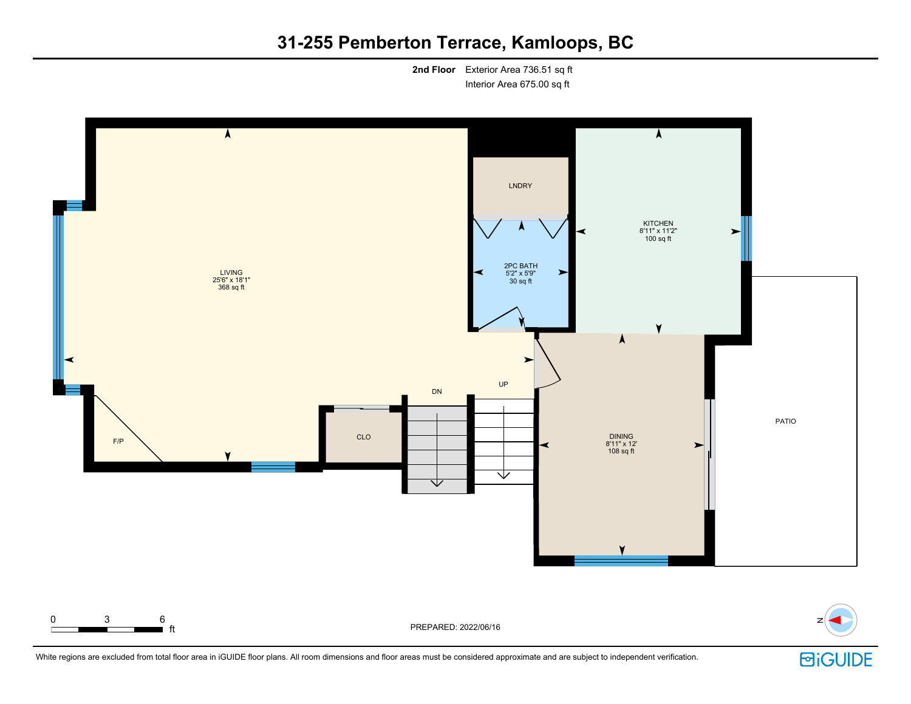# 31-255 Pemberton Terrace, Kamloops, BC

**2nd Floor** Exterior Area 736.51 sq ft
Interior Area 675.00 sq ft

LNDRY

KITCHEN
8'11" x 11'2"
100 sq ft

LIVING
25'6" x 18'1"
368 sq ft

2PC BATH
5'2" x 5'9"
30 sq ft

UP

DN

PATIO

CLO

F/P

DINING
8'11" x 12'
108 sq ft

0 3 6 ft

PREPARED: 2022/06/16

N

White regions are excluded from total floor area in iGUIDE floor plans. All room dimensions and floor areas must be considered approximate and are subject to independent verification.

iGUIDE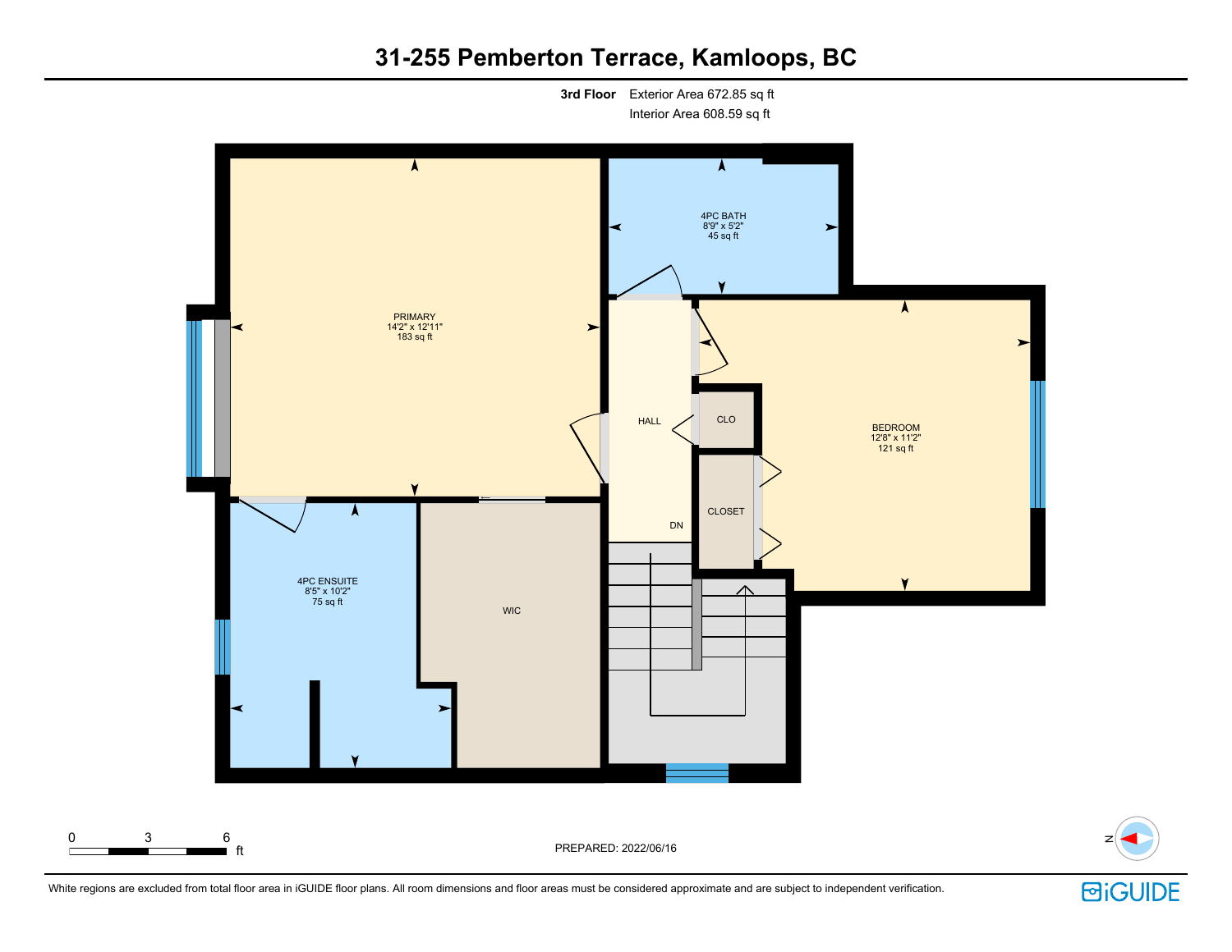# 31-255 Pemberton Terrace, Kamloops, BC

**3rd Floor** Exterior Area 672.85 sq ft
Interior Area 608.59 sq ft

PRIMARY
14'2" x 12'11"
183 sq ft

4PC BATH
8'9" x 5'2"
45 sq ft

HALL

CLO

BEDROOM
12'8" x 11'2"
121 sq ft

CLOSET

DN

4PC ENSUITE
8'5" x 10'2"
75 sq ft

WIC

0 3 6 ft

PREPARED: 2022/06/16

N

White regions are excluded from total floor area in iGUIDE floor plans. All room dimensions and floor areas must be considered approximate and are subject to independent verification.

iGUIDE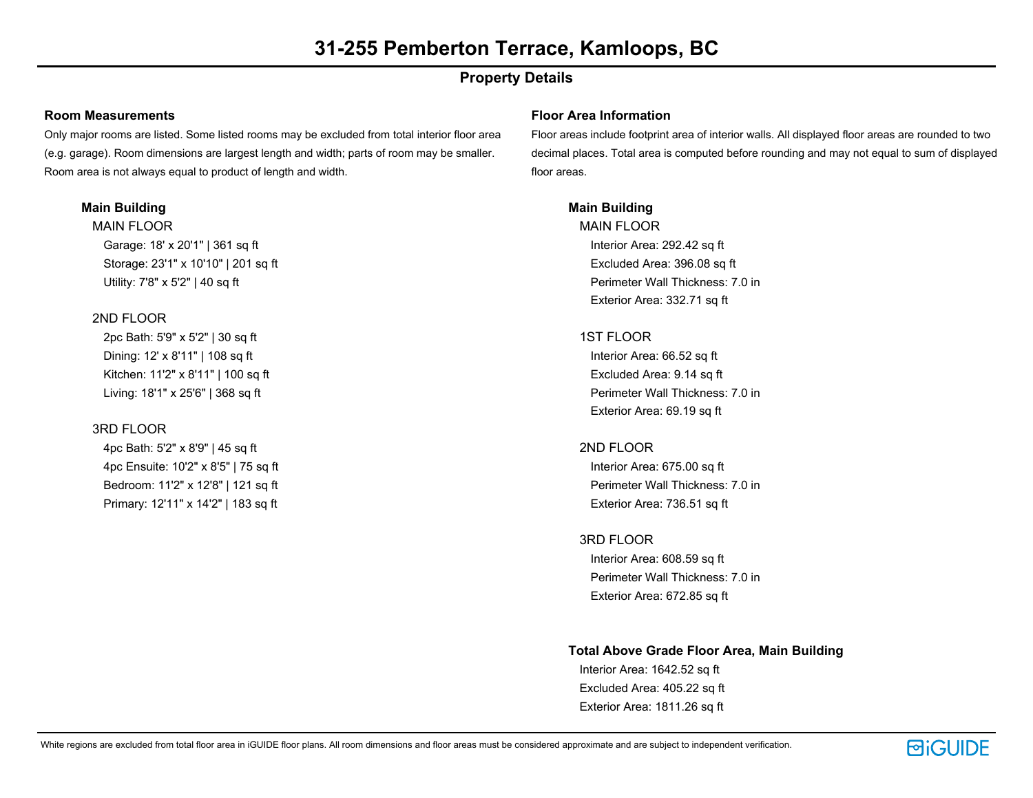# 31-255 Pemberton Terrace, Kamloops, BC

## Property Details

### Room Measurements

Only major rooms are listed. Some listed rooms may be excluded from total interior floor area (e.g. garage). Room dimensions are largest length and width; parts of room may be smaller. Room area is not always equal to product of length and width.

**Main Building**

MAIN FLOOR

- Garage: 18' x 20'1" | 361 sq ft
- Storage: 23'1" x 10'10" | 201 sq ft
- Utility: 7'8" x 5'2" | 40 sq ft

2ND FLOOR

- 2pc Bath: 5'9" x 5'2" | 30 sq ft
- Dining: 12' x 8'11" | 108 sq ft
- Kitchen: 11'2" x 8'11" | 100 sq ft
- Living: 18'1" x 25'6" | 368 sq ft

3RD FLOOR

- 4pc Bath: 5'2" x 8'9" | 45 sq ft
- 4pc Ensuite: 10'2" x 8'5" | 75 sq ft
- Bedroom: 11'2" x 12'8" | 121 sq ft
- Primary: 12'11" x 14'2" | 183 sq ft

### Floor Area Information

Floor areas include footprint area of interior walls. All displayed floor areas are rounded to two decimal places. Total area is computed before rounding and may not equal to sum of displayed floor areas.

**Main Building**

MAIN FLOOR

- Interior Area: 292.42 sq ft
- Excluded Area: 396.08 sq ft
- Perimeter Wall Thickness: 7.0 in
- Exterior Area: 332.71 sq ft

1ST FLOOR

- Interior Area: 66.52 sq ft
- Excluded Area: 9.14 sq ft
- Perimeter Wall Thickness: 7.0 in
- Exterior Area: 69.19 sq ft

2ND FLOOR

- Interior Area: 675.00 sq ft
- Perimeter Wall Thickness: 7.0 in
- Exterior Area: 736.51 sq ft

3RD FLOOR

- Interior Area: 608.59 sq ft
- Perimeter Wall Thickness: 7.0 in
- Exterior Area: 672.85 sq ft

**Total Above Grade Floor Area, Main Building**

- Interior Area: 1642.52 sq ft
- Excluded Area: 405.22 sq ft
- Exterior Area: 1811.26 sq ft

White regions are excluded from total floor area in iGUIDE floor plans. All room dimensions and floor areas must be considered approximate and are subject to independent verification.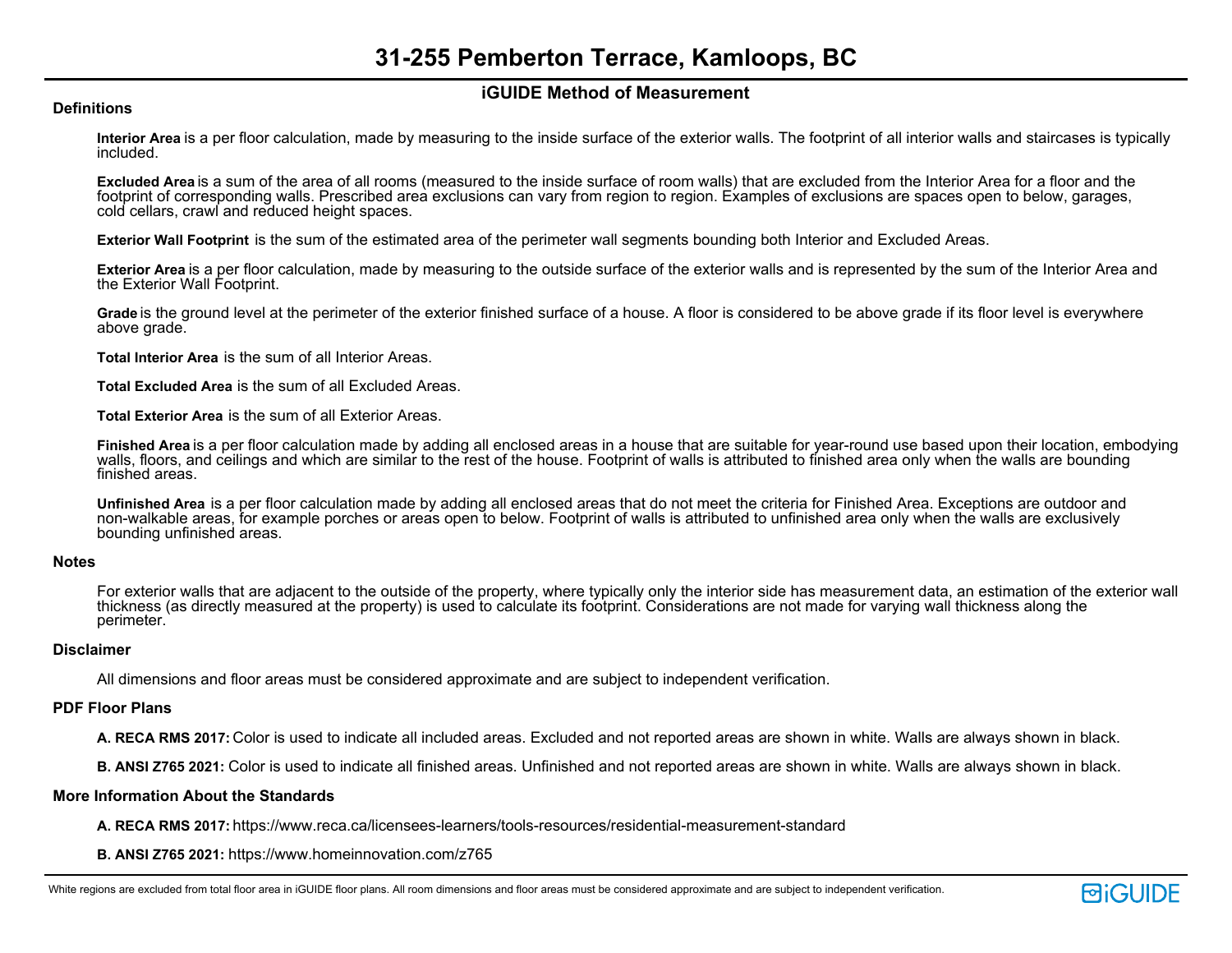# 31-255 Pemberton Terrace, Kamloops, BC

## iGUIDE Method of Measurement

### Definitions

**Interior Area** is a per floor calculation, made by measuring to the inside surface of the exterior walls. The footprint of all interior walls and staircases is typically included.

**Excluded Area** is a sum of the area of all rooms (measured to the inside surface of room walls) that are excluded from the Interior Area for a floor and the footprint of corresponding walls. Prescribed area exclusions can vary from region to region. Examples of exclusions are spaces open to below, garages, cold cellars, crawl and reduced height spaces.

**Exterior Wall Footprint** is the sum of the estimated area of the perimeter wall segments bounding both Interior and Excluded Areas.

**Exterior Area** is a per floor calculation, made by measuring to the outside surface of the exterior walls and is represented by the sum of the Interior Area and the Exterior Wall Footprint.

**Grade** is the ground level at the perimeter of the exterior finished surface of a house. A floor is considered to be above grade if its floor level is everywhere above grade.

**Total Interior Area** is the sum of all Interior Areas.

**Total Excluded Area** is the sum of all Excluded Areas.

**Total Exterior Area** is the sum of all Exterior Areas.

**Finished Area** is a per floor calculation made by adding all enclosed areas in a house that are suitable for year-round use based upon their location, embodying walls, floors, and ceilings and which are similar to the rest of the house. Footprint of walls is attributed to finished area only when the walls are bounding finished areas.

**Unfinished Area** is a per floor calculation made by adding all enclosed areas that do not meet the criteria for Finished Area. Exceptions are outdoor and non-walkable areas, for example porches or areas open to below. Footprint of walls is attributed to unfinished area only when the walls are exclusively bounding unfinished areas.

### Notes

For exterior walls that are adjacent to the outside of the property, where typically only the interior side has measurement data, an estimation of the exterior wall thickness (as directly measured at the property) is used to calculate its footprint. Considerations are not made for varying wall thickness along the perimeter.

### Disclaimer

All dimensions and floor areas must be considered approximate and are subject to independent verification.

### PDF Floor Plans

**A. RECA RMS 2017:** Color is used to indicate all included areas. Excluded and not reported areas are shown in white. Walls are always shown in black.

**B. ANSI Z765 2021:** Color is used to indicate all finished areas. Unfinished and not reported areas are shown in white. Walls are always shown in black.

### More Information About the Standards

**A. RECA RMS 2017:** https://www.reca.ca/licensees-learners/tools-resources/residential-measurement-standard

**B. ANSI Z765 2021:** https://www.homeinnovation.com/z765

White regions are excluded from total floor area in iGUIDE floor plans. All room dimensions and floor areas must be considered approximate and are subject to independent verification.